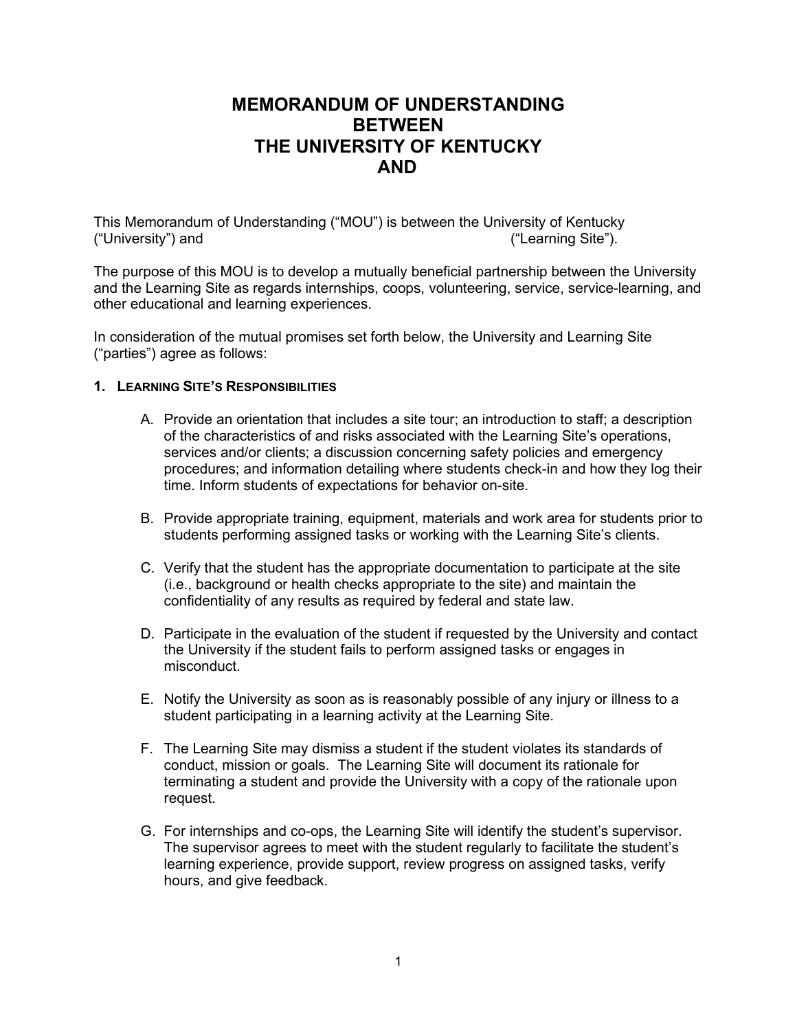# MEMORANDUM OF UNDERSTANDING BETWEEN THE UNIVERSITY OF KENTUCKY AND

This Memorandum of Understanding ("MOU") is between the University of Kentucky ("University") and ("Learning Site").

The purpose of this MOU is to develop a mutually beneficial partnership between the University and the Learning Site as regards internships, coops, volunteering, service, service-learning, and other educational and learning experiences.

In consideration of the mutual promises set forth below, the University and Learning Site ("parties") agree as follows:

**1. LEARNING SITE'S RESPONSIBILITIES**

A. Provide an orientation that includes a site tour; an introduction to staff; a description of the characteristics of and risks associated with the Learning Site's operations, services and/or clients; a discussion concerning safety policies and emergency procedures; and information detailing where students check-in and how they log their time. Inform students of expectations for behavior on-site.

B. Provide appropriate training, equipment, materials and work area for students prior to students performing assigned tasks or working with the Learning Site's clients.

C. Verify that the student has the appropriate documentation to participate at the site (i.e., background or health checks appropriate to the site) and maintain the confidentiality of any results as required by federal and state law.

D. Participate in the evaluation of the student if requested by the University and contact the University if the student fails to perform assigned tasks or engages in misconduct.

E. Notify the University as soon as is reasonably possible of any injury or illness to a student participating in a learning activity at the Learning Site.

F. The Learning Site may dismiss a student if the student violates its standards of conduct, mission or goals. The Learning Site will document its rationale for terminating a student and provide the University with a copy of the rationale upon request.

G. For internships and co-ops, the Learning Site will identify the student's supervisor. The supervisor agrees to meet with the student regularly to facilitate the student's learning experience, provide support, review progress on assigned tasks, verify hours, and give feedback.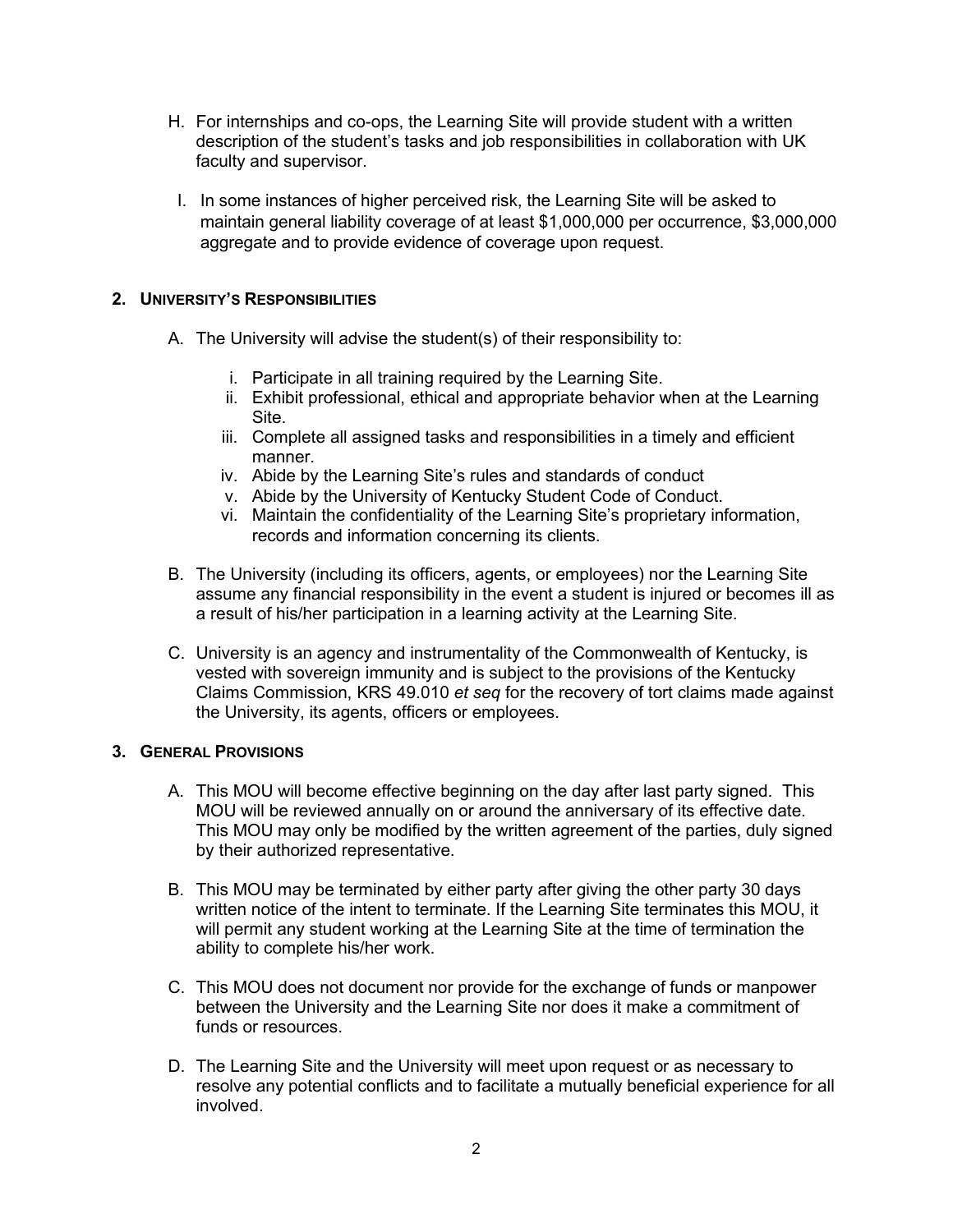H. For internships and co-ops, the Learning Site will provide student with a written description of the student's tasks and job responsibilities in collaboration with UK faculty and supervisor.

I. In some instances of higher perceived risk, the Learning Site will be asked to maintain general liability coverage of at least $1,000,000 per occurrence, $3,000,000 aggregate and to provide evidence of coverage upon request.

## 2. University's Responsibilities

A. The University will advise the student(s) of their responsibility to:

   i. Participate in all training required by the Learning Site.
   ii. Exhibit professional, ethical and appropriate behavior when at the Learning Site.
   iii. Complete all assigned tasks and responsibilities in a timely and efficient manner.
   iv. Abide by the Learning Site's rules and standards of conduct
   v. Abide by the University of Kentucky Student Code of Conduct.
   vi. Maintain the confidentiality of the Learning Site's proprietary information, records and information concerning its clients.

B. The University (including its officers, agents, or employees) nor the Learning Site assume any financial responsibility in the event a student is injured or becomes ill as a result of his/her participation in a learning activity at the Learning Site.

C. University is an agency and instrumentality of the Commonwealth of Kentucky, is vested with sovereign immunity and is subject to the provisions of the Kentucky Claims Commission, KRS 49.010 *et seq* for the recovery of tort claims made against the University, its agents, officers or employees.

## 3. General Provisions

A. This MOU will become effective beginning on the day after last party signed. This MOU will be reviewed annually on or around the anniversary of its effective date. This MOU may only be modified by the written agreement of the parties, duly signed by their authorized representative.

B. This MOU may be terminated by either party after giving the other party 30 days written notice of the intent to terminate. If the Learning Site terminates this MOU, it will permit any student working at the Learning Site at the time of termination the ability to complete his/her work.

C. This MOU does not document nor provide for the exchange of funds or manpower between the University and the Learning Site nor does it make a commitment of funds or resources.

D. The Learning Site and the University will meet upon request or as necessary to resolve any potential conflicts and to facilitate a mutually beneficial experience for all involved.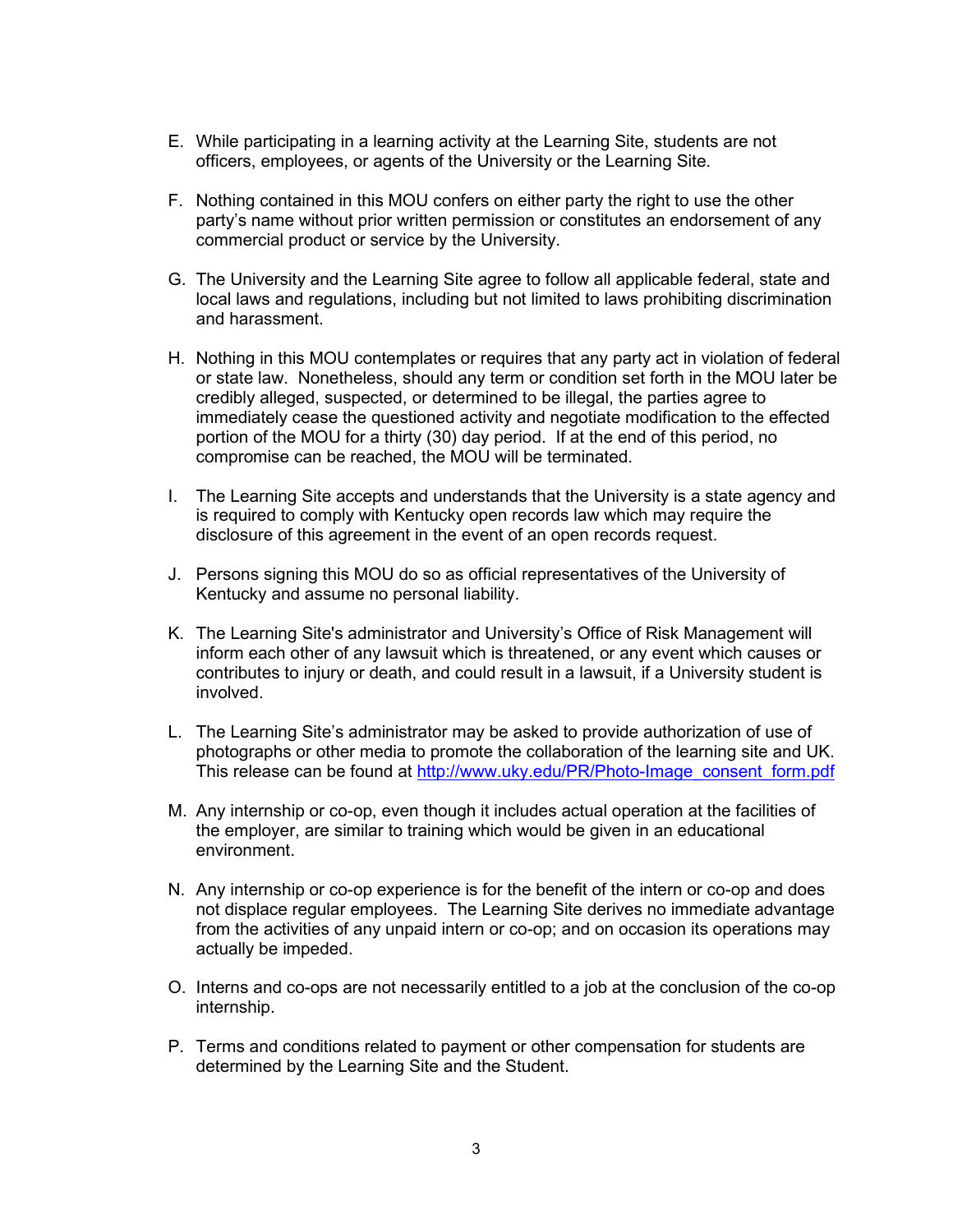E. While participating in a learning activity at the Learning Site, students are not officers, employees, or agents of the University or the Learning Site.

F. Nothing contained in this MOU confers on either party the right to use the other party's name without prior written permission or constitutes an endorsement of any commercial product or service by the University.

G. The University and the Learning Site agree to follow all applicable federal, state and local laws and regulations, including but not limited to laws prohibiting discrimination and harassment.

H. Nothing in this MOU contemplates or requires that any party act in violation of federal or state law. Nonetheless, should any term or condition set forth in the MOU later be credibly alleged, suspected, or determined to be illegal, the parties agree to immediately cease the questioned activity and negotiate modification to the effected portion of the MOU for a thirty (30) day period. If at the end of this period, no compromise can be reached, the MOU will be terminated.

I. The Learning Site accepts and understands that the University is a state agency and is required to comply with Kentucky open records law which may require the disclosure of this agreement in the event of an open records request.

J. Persons signing this MOU do so as official representatives of the University of Kentucky and assume no personal liability.

K. The Learning Site's administrator and University's Office of Risk Management will inform each other of any lawsuit which is threatened, or any event which causes or contributes to injury or death, and could result in a lawsuit, if a University student is involved.

L. The Learning Site's administrator may be asked to provide authorization of use of photographs or other media to promote the collaboration of the learning site and UK. This release can be found at [http://www.uky.edu/PR/Photo-Image_consent_form.pdf](http://www.uky.edu/PR/Photo-Image_consent_form.pdf)

M. Any internship or co-op, even though it includes actual operation at the facilities of the employer, are similar to training which would be given in an educational environment.

N. Any internship or co-op experience is for the benefit of the intern or co-op and does not displace regular employees. The Learning Site derives no immediate advantage from the activities of any unpaid intern or co-op; and on occasion its operations may actually be impeded.

O. Interns and co-ops are not necessarily entitled to a job at the conclusion of the co-op internship.

P. Terms and conditions related to payment or other compensation for students are determined by the Learning Site and the Student.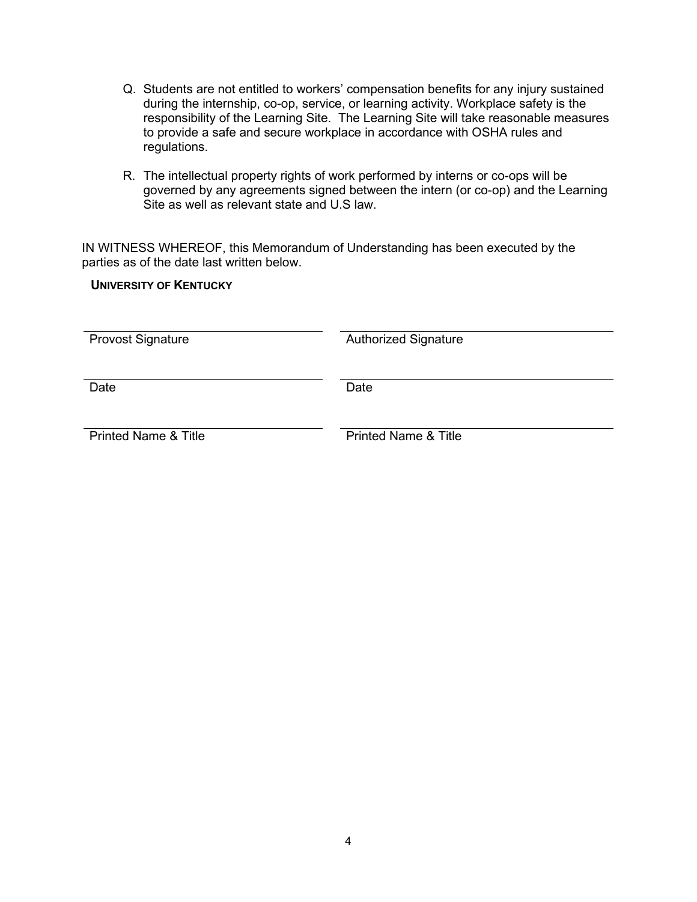Q. Students are not entitled to workers' compensation benefits for any injury sustained during the internship, co-op, service, or learning activity. Workplace safety is the responsibility of the Learning Site. The Learning Site will take reasonable measures to provide a safe and secure workplace in accordance with OSHA rules and regulations.

R. The intellectual property rights of work performed by interns or co-ops will be governed by any agreements signed between the intern (or co-op) and the Learning Site as well as relevant state and U.S law.

IN WITNESS WHEREOF, this Memorandum of Understanding has been executed by the parties as of the date last written below.

**UNIVERSITY OF KENTUCKY**

| | |
|---|---|
| Provost Signature | Authorized Signature |
| Date | Date |
| Printed Name & Title | Printed Name & Title |